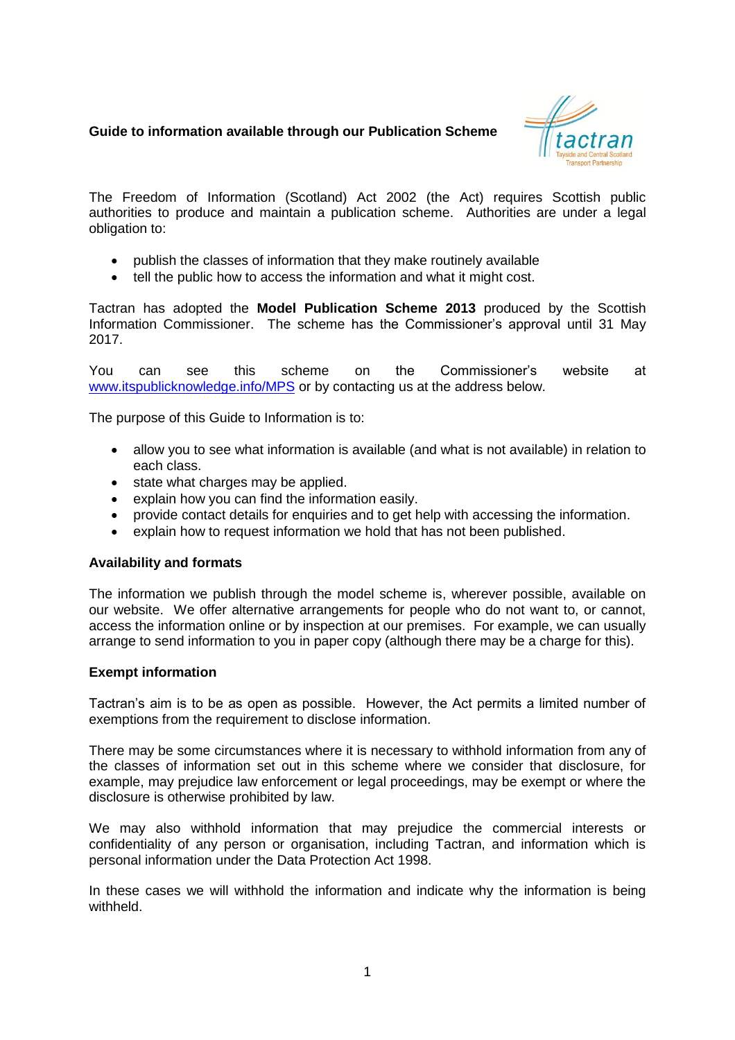**Guide to information available through our Publication Scheme**

The Freedom of Information (Scotland) Act 2002 (the Act) requires Scottish public authorities to produce and maintain a publication scheme. Authorities are under a legal obligation to:

- publish the classes of information that they make routinely available
- tell the public how to access the information and what it might cost.

Tactran has adopted the **Model Publication Scheme 2013** produced by the Scottish Information Commissioner. The scheme has the Commissioner's approval until 31 May 2017.

You can see this scheme on the Commissioner's website at [www.itspublicknowledge.info/MPS](http://www.itspublicknowledge.info/MPS) or by contacting us at the address below.

The purpose of this Guide to Information is to:

- allow you to see what information is available (and what is not available) in relation to each class.
- state what charges may be applied.
- explain how you can find the information easily.
- provide contact details for enquiries and to get help with accessing the information.
- explain how to request information we hold that has not been published.

**Availability and formats**

The information we publish through the model scheme is, wherever possible, available on our website. We offer alternative arrangements for people who do not want to, or cannot, access the information online or by inspection at our premises. For example, we can usually arrange to send information to you in paper copy (although there may be a charge for this).

**Exempt information**

Tactran's aim is to be as open as possible. However, the Act permits a limited number of exemptions from the requirement to disclose information.

There may be some circumstances where it is necessary to withhold information from any of the classes of information set out in this scheme where we consider that disclosure, for example, may prejudice law enforcement or legal proceedings, may be exempt or where the disclosure is otherwise prohibited by law.

We may also withhold information that may prejudice the commercial interests or confidentiality of any person or organisation, including Tactran, and information which is personal information under the Data Protection Act 1998.

In these cases we will withhold the information and indicate why the information is being withheld.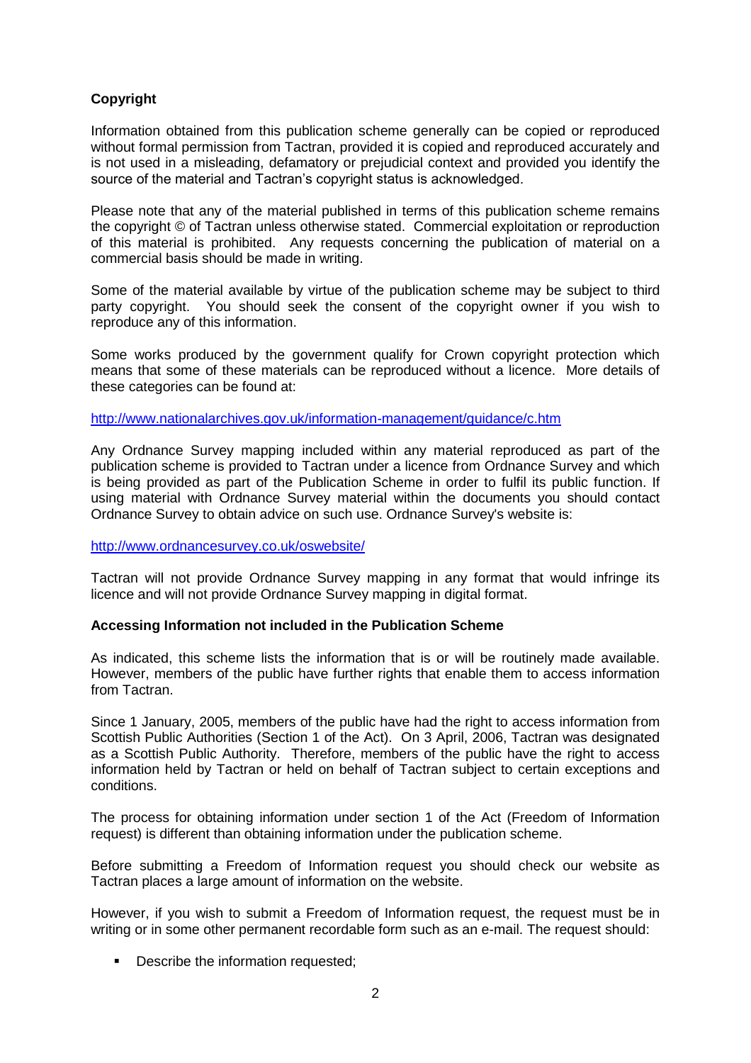**Copyright**

Information obtained from this publication scheme generally can be copied or reproduced without formal permission from Tactran, provided it is copied and reproduced accurately and is not used in a misleading, defamatory or prejudicial context and provided you identify the source of the material and Tactran's copyright status is acknowledged.

Please note that any of the material published in terms of this publication scheme remains the copyright © of Tactran unless otherwise stated. Commercial exploitation or reproduction of this material is prohibited. Any requests concerning the publication of material on a commercial basis should be made in writing.

Some of the material available by virtue of the publication scheme may be subject to third party copyright. You should seek the consent of the copyright owner if you wish to reproduce any of this information.

Some works produced by the government qualify for Crown copyright protection which means that some of these materials can be reproduced without a licence. More details of these categories can be found at:

http://www.nationalarchives.gov.uk/information-management/guidance/c.htm

Any Ordnance Survey mapping included within any material reproduced as part of the publication scheme is provided to Tactran under a licence from Ordnance Survey and which is being provided as part of the Publication Scheme in order to fulfil its public function. If using material with Ordnance Survey material within the documents you should contact Ordnance Survey to obtain advice on such use. Ordnance Survey's website is:

http://www.ordnancesurvey.co.uk/oswebsite/

Tactran will not provide Ordnance Survey mapping in any format that would infringe its licence and will not provide Ordnance Survey mapping in digital format.

**Accessing Information not included in the Publication Scheme**

As indicated, this scheme lists the information that is or will be routinely made available. However, members of the public have further rights that enable them to access information from Tactran.

Since 1 January, 2005, members of the public have had the right to access information from Scottish Public Authorities (Section 1 of the Act). On 3 April, 2006, Tactran was designated as a Scottish Public Authority. Therefore, members of the public have the right to access information held by Tactran or held on behalf of Tactran subject to certain exceptions and conditions.

The process for obtaining information under section 1 of the Act (Freedom of Information request) is different than obtaining information under the publication scheme.

Before submitting a Freedom of Information request you should check our website as Tactran places a large amount of information on the website.

However, if you wish to submit a Freedom of Information request, the request must be in writing or in some other permanent recordable form such as an e-mail. The request should:

- Describe the information requested;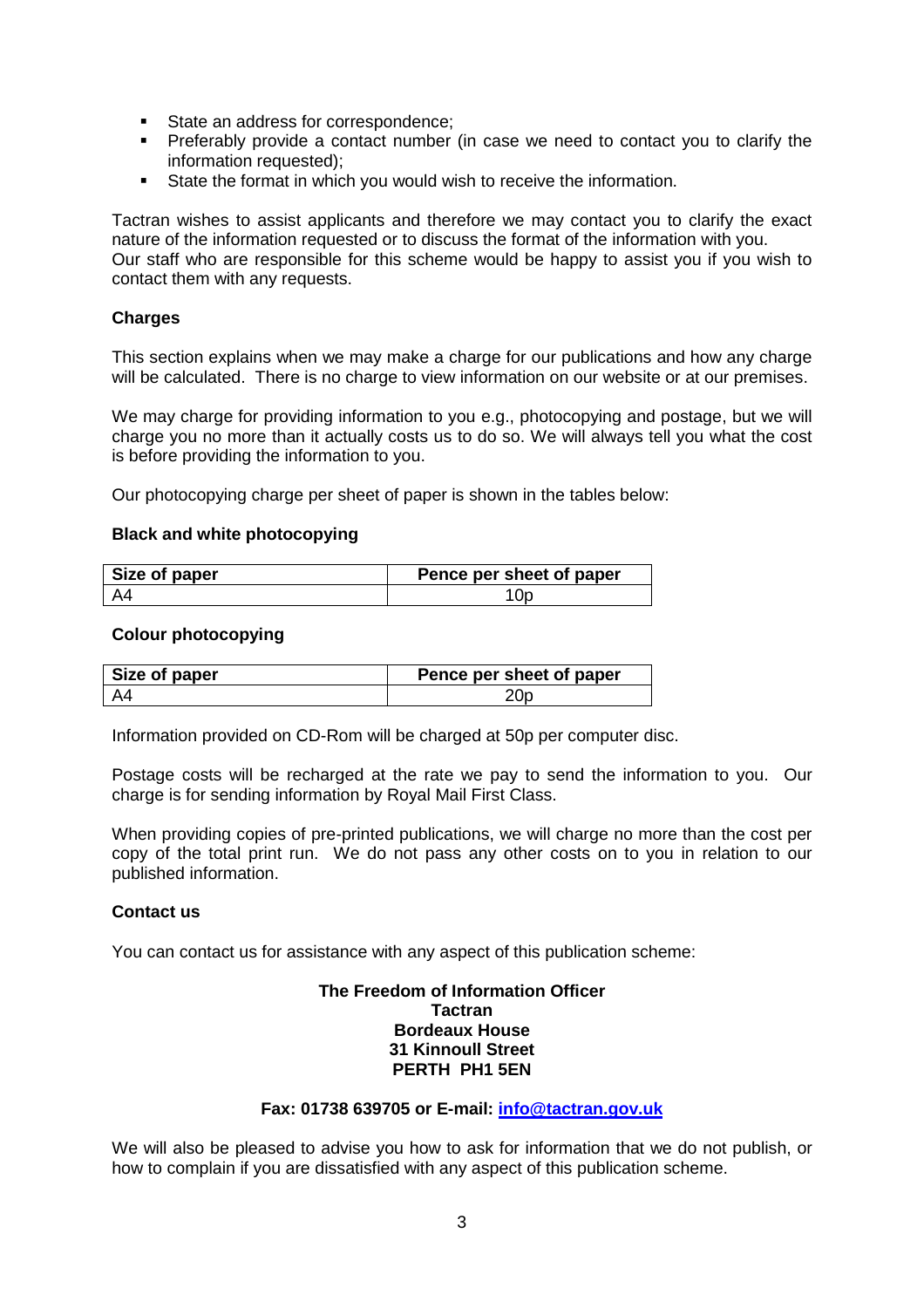- State an address for correspondence;
- Preferably provide a contact number (in case we need to contact you to clarify the information requested);
- State the format in which you would wish to receive the information.

Tactran wishes to assist applicants and therefore we may contact you to clarify the exact nature of the information requested or to discuss the format of the information with you. Our staff who are responsible for this scheme would be happy to assist you if you wish to contact them with any requests.

**Charges**

This section explains when we may make a charge for our publications and how any charge will be calculated. There is no charge to view information on our website or at our premises.

We may charge for providing information to you e.g., photocopying and postage, but we will charge you no more than it actually costs us to do so. We will always tell you what the cost is before providing the information to you.

Our photocopying charge per sheet of paper is shown in the tables below:

**Black and white photocopying**

| Size of paper | Pence per sheet of paper |
|---|---|
| A4 | 10p |

**Colour photocopying**

| Size of paper | Pence per sheet of paper |
|---|---|
| A4 | 20p |

Information provided on CD-Rom will be charged at 50p per computer disc.

Postage costs will be recharged at the rate we pay to send the information to you. Our charge is for sending information by Royal Mail First Class.

When providing copies of pre-printed publications, we will charge no more than the cost per copy of the total print run. We do not pass any other costs on to you in relation to our published information.

**Contact us**

You can contact us for assistance with any aspect of this publication scheme:

**The Freedom of Information Officer**
**Tactran**
**Bordeaux House**
**31 Kinnoull Street**
**PERTH PH1 5EN**

**Fax: 01738 639705 or E-mail: info@tactran.gov.uk**

We will also be pleased to advise you how to ask for information that we do not publish, or how to complain if you are dissatisfied with any aspect of this publication scheme.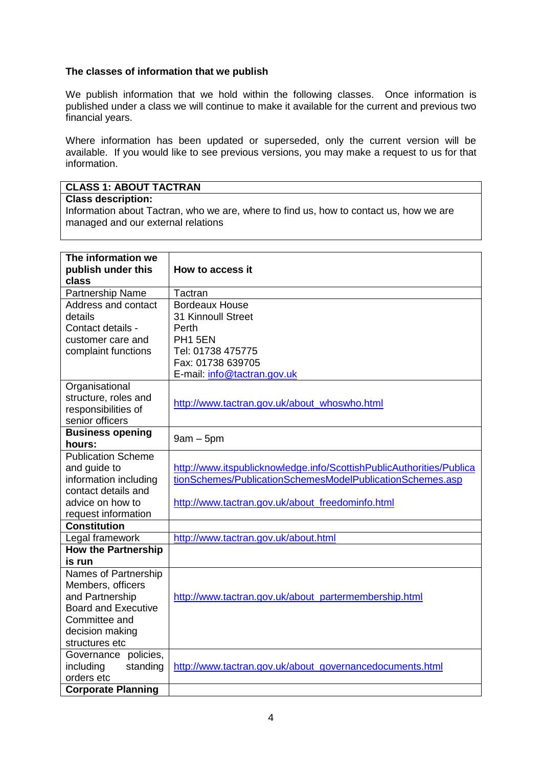### The classes of information that we publish

We publish information that we hold within the following classes. Once information is published under a class we will continue to make it available for the current and previous two financial years.

Where information has been updated or superseded, only the current version will be available. If you would like to see previous versions, you may make a request to us for that information.

| **CLASS 1: ABOUT TACTRAN** |
| --- |
| **Class description:**<br>Information about Tactran, who we are, where to find us, how to contact us, how we are managed and our external relations |

| **The information we publish under this class** | **How to access it** |
| --- | --- |
| Partnership Name | Tactran |
| Address and contact details<br>Contact details - customer care and complaint functions | Bordeaux House<br>31 Kinnoull Street<br>Perth<br>PH1 5EN<br>Tel: 01738 475775<br>Fax: 01738 639705<br>E-mail: info@tactran.gov.uk |
| Organisational structure, roles and responsibilities of senior officers | http://www.tactran.gov.uk/about_whoswho.html |
| **Business opening hours:** | 9am – 5pm |
| Publication Scheme and guide to information including contact details and advice on how to request information | http://www.itspublicknowledge.info/ScottishPublicAuthorities/PublicationSchemes/PublicationSchemesModelPublicationSchemes.asp<br><br>http://www.tactran.gov.uk/about_freedominfo.html |
| **Constitution** | |
| Legal framework | http://www.tactran.gov.uk/about.html |
| **How the Partnership is run** | |
| Names of Partnership Members, officers and Partnership Board and Executive Committee and decision making structures etc | http://www.tactran.gov.uk/about_partermembership.html |
| Governance policies, including standing orders etc | http://www.tactran.gov.uk/about_governancedocuments.html |
| **Corporate Planning** | |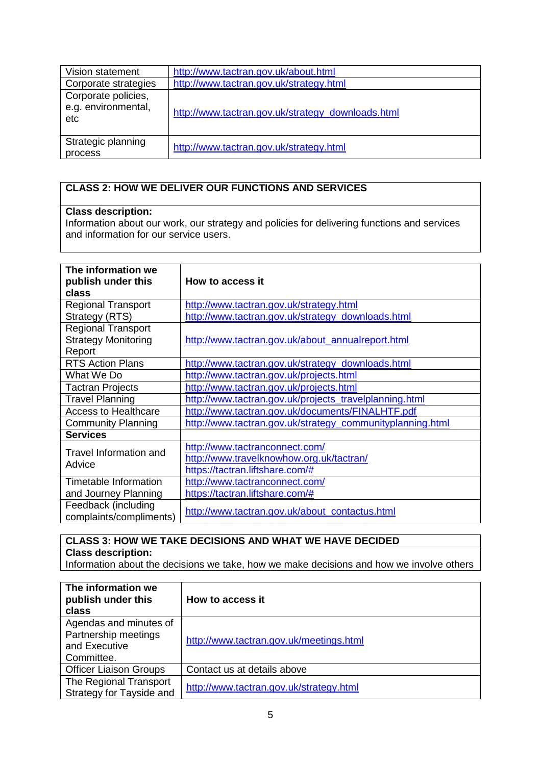| | |
|---|---|
| Vision statement | http://www.tactran.gov.uk/about.html |
| Corporate strategies | http://www.tactran.gov.uk/strategy.html |
| Corporate policies, e.g. environmental, etc | http://www.tactran.gov.uk/strategy_downloads.html |
| Strategic planning process | http://www.tactran.gov.uk/strategy.html |

**CLASS 2: HOW WE DELIVER OUR FUNCTIONS AND SERVICES**

**Class description:**
Information about our work, our strategy and policies for delivering functions and services and information for our service users.

| The information we publish under this class | How to access it |
|---|---|
| Regional Transport Strategy (RTS) | http://www.tactran.gov.uk/strategy.html<br>http://www.tactran.gov.uk/strategy_downloads.html |
| Regional Transport Strategy Monitoring Report | http://www.tactran.gov.uk/about_annualreport.html |
| RTS Action Plans | http://www.tactran.gov.uk/strategy_downloads.html |
| What We Do | http://www.tactran.gov.uk/projects.html |
| Tactran Projects | http://www.tactran.gov.uk/projects.html |
| Travel Planning | http://www.tactran.gov.uk/projects_travelplanning.html |
| Access to Healthcare | http://www.tactran.gov.uk/documents/FINALHTF.pdf |
| Community Planning | http://www.tactran.gov.uk/strategy_communityplanning.html |
| **Services** | |
| Travel Information and Advice | http://www.tactranconnect.com/<br>http://www.travelknowhow.org.uk/tactran/<br>https://tactran.liftshare.com/# |
| Timetable Information and Journey Planning | http://www.tactranconnect.com/<br>https://tactran.liftshare.com/# |
| Feedback (including complaints/compliments) | http://www.tactran.gov.uk/about_contactus.html |

**CLASS 3: HOW WE TAKE DECISIONS AND WHAT WE HAVE DECIDED**

**Class description:**
Information about the decisions we take, how we make decisions and how we involve others

| The information we publish under this class | How to access it |
|---|---|
| Agendas and minutes of Partnership meetings and Executive Committee. | http://www.tactran.gov.uk/meetings.html |
| Officer Liaison Groups | Contact us at details above |
| The Regional Transport Strategy for Tayside and | http://www.tactran.gov.uk/strategy.html |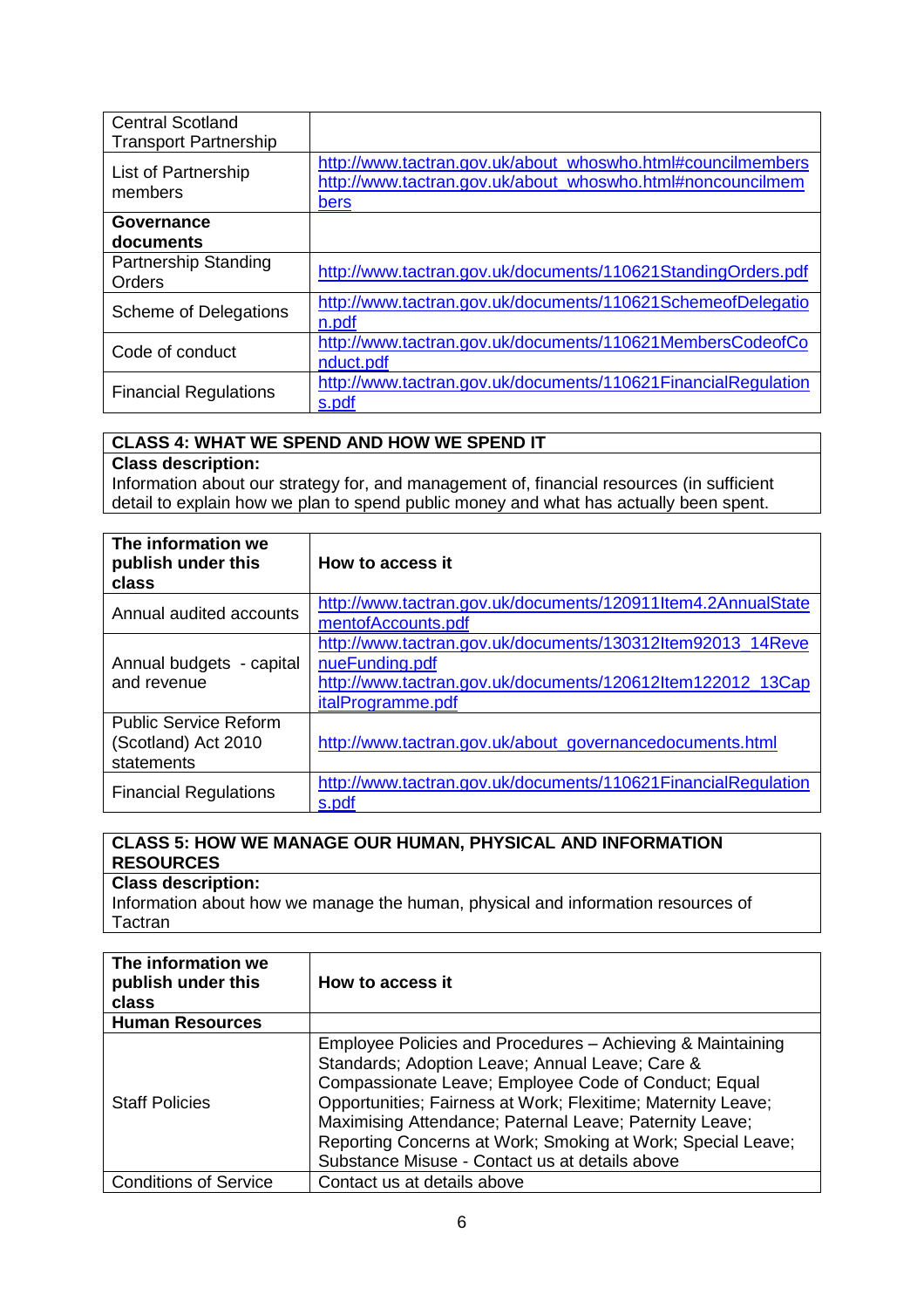| | |
|---|---|
| Central Scotland Transport Partnership | |
| List of Partnership members | http://www.tactran.gov.uk/about_whoswho.html#councilmembers http://www.tactran.gov.uk/about_whoswho.html#noncouncilmembers |
| **Governance documents** | |
| Partnership Standing Orders | http://www.tactran.gov.uk/documents/110621StandingOrders.pdf |
| Scheme of Delegations | http://www.tactran.gov.uk/documents/110621SchemeofDelegation.pdf |
| Code of conduct | http://www.tactran.gov.uk/documents/110621MembersCodeofConduct.pdf |
| Financial Regulations | http://www.tactran.gov.uk/documents/110621FinancialRegulations.pdf |

**CLASS 4: WHAT WE SPEND AND HOW WE SPEND IT**

**Class description:**
Information about our strategy for, and management of, financial resources (in sufficient detail to explain how we plan to spend public money and what has actually been spent.

| The information we publish under this class | How to access it |
|---|---|
| Annual audited accounts | http://www.tactran.gov.uk/documents/120911Item4.2AnnualStatementofAccounts.pdf |
| Annual budgets - capital and revenue | http://www.tactran.gov.uk/documents/130312Item92013_14RevenueFunding.pdf http://www.tactran.gov.uk/documents/120612Item122012_13CapitalProgramme.pdf |
| Public Service Reform (Scotland) Act 2010 statements | http://www.tactran.gov.uk/about_governancedocuments.html |
| Financial Regulations | http://www.tactran.gov.uk/documents/110621FinancialRegulations.pdf |

**CLASS 5: HOW WE MANAGE OUR HUMAN, PHYSICAL AND INFORMATION RESOURCES**

**Class description:**
Information about how we manage the human, physical and information resources of Tactran

| The information we publish under this class | How to access it |
|---|---|
| **Human Resources** | |
| Staff Policies | Employee Policies and Procedures – Achieving & Maintaining Standards; Adoption Leave; Annual Leave; Care & Compassionate Leave; Employee Code of Conduct; Equal Opportunities; Fairness at Work; Flexitime; Maternity Leave; Maximising Attendance; Paternal Leave; Paternity Leave; Reporting Concerns at Work; Smoking at Work; Special Leave; Substance Misuse - Contact us at details above |
| Conditions of Service | Contact us at details above |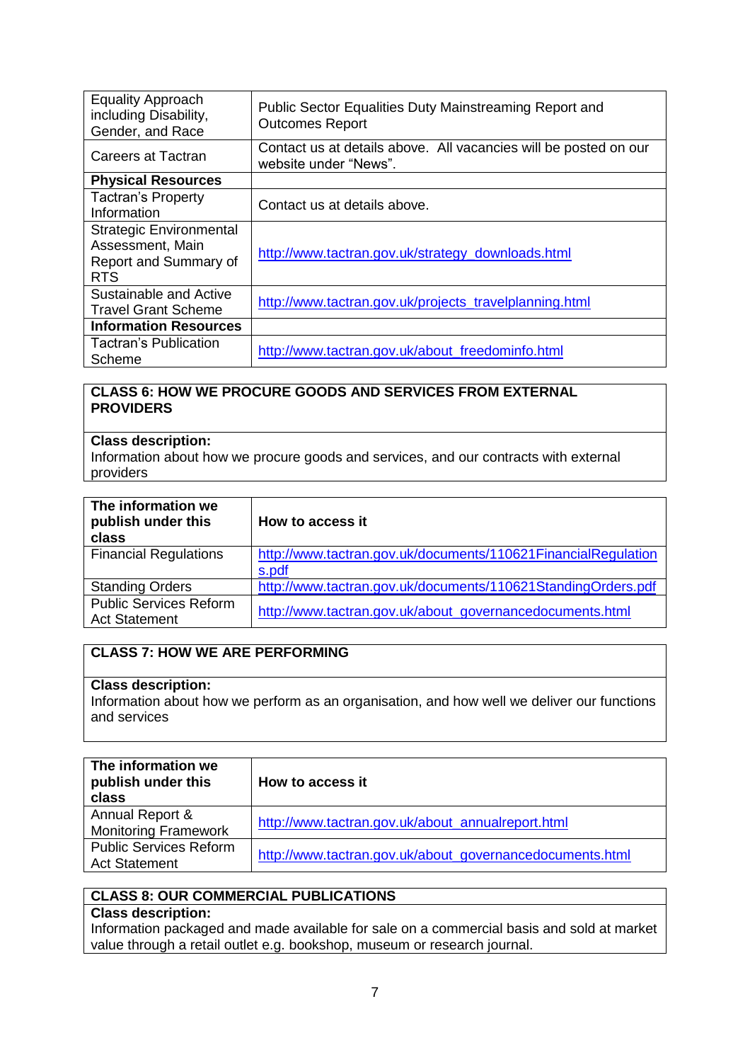| | |
|---|---|
| Equality Approach including Disability, Gender, and Race | Public Sector Equalities Duty Mainstreaming Report and Outcomes Report |
| Careers at Tactran | Contact us at details above. All vacancies will be posted on our website under "News". |
| **Physical Resources** | |
| Tactran's Property Information | Contact us at details above. |
| Strategic Environmental Assessment, Main Report and Summary of RTS | http://www.tactran.gov.uk/strategy_downloads.html |
| Sustainable and Active Travel Grant Scheme | http://www.tactran.gov.uk/projects_travelplanning.html |
| **Information Resources** | |
| Tactran's Publication Scheme | http://www.tactran.gov.uk/about_freedominfo.html |

**CLASS 6: HOW WE PROCURE GOODS AND SERVICES FROM EXTERNAL PROVIDERS**

**Class description:**
Information about how we procure goods and services, and our contracts with external providers

| The information we publish under this class | How to access it |
|---|---|
| Financial Regulations | http://www.tactran.gov.uk/documents/110621FinancialRegulations.pdf |
| Standing Orders | http://www.tactran.gov.uk/documents/110621StandingOrders.pdf |
| Public Services Reform Act Statement | http://www.tactran.gov.uk/about_governancedocuments.html |

**CLASS 7: HOW WE ARE PERFORMING**

**Class description:**
Information about how we perform as an organisation, and how well we deliver our functions and services

| The information we publish under this class | How to access it |
|---|---|
| Annual Report & Monitoring Framework | http://www.tactran.gov.uk/about_annualreport.html |
| Public Services Reform Act Statement | http://www.tactran.gov.uk/about_governancedocuments.html |

**CLASS 8: OUR COMMERCIAL PUBLICATIONS**

**Class description:**
Information packaged and made available for sale on a commercial basis and sold at market value through a retail outlet e.g. bookshop, museum or research journal.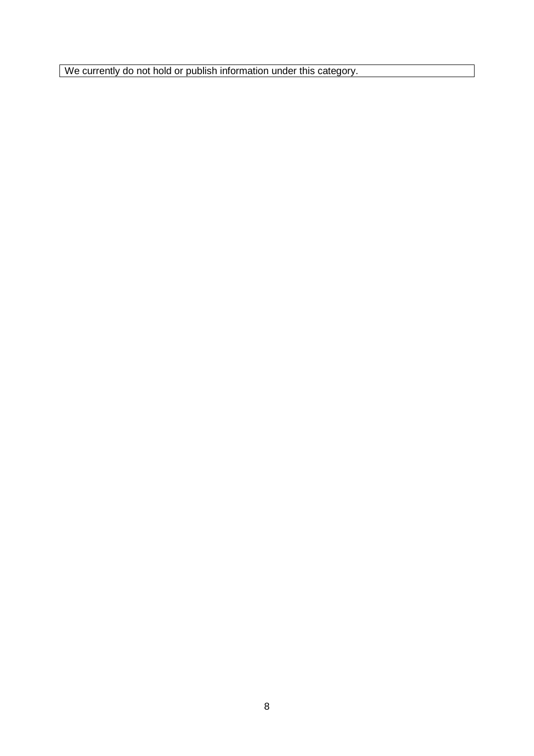| We currently do not hold or publish information under this category. |
| --- |